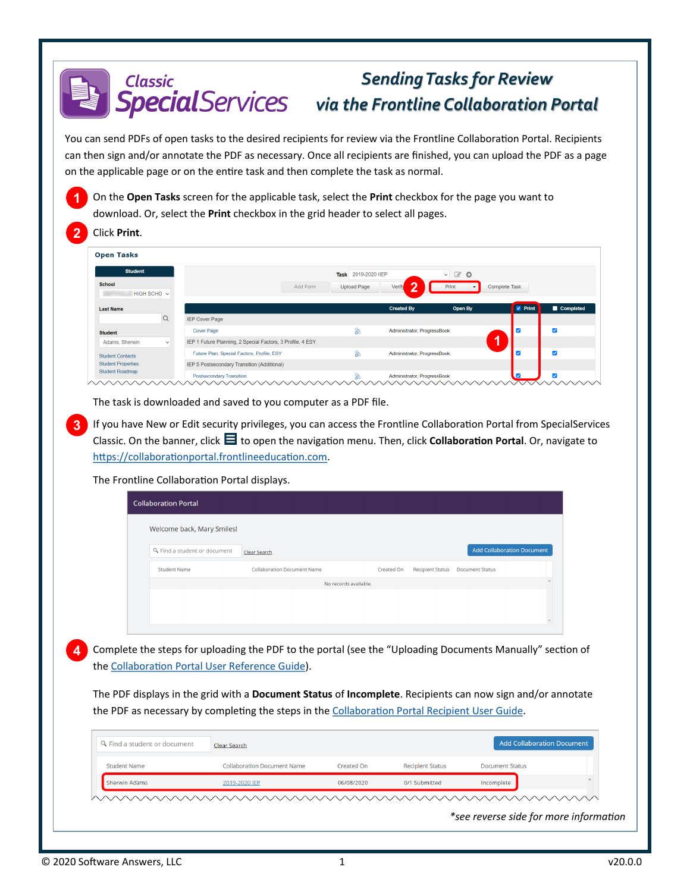# Classic SpecialServices

## Sending Tasks for Review via the Frontline Collaboration Portal

You can send PDFs of open tasks to the desired recipients for review via the Frontline Collaboration Portal. Recipients can then sign and/or annotate the PDF as necessary. Once all recipients are finished, you can upload the PDF as a page on the applicable page or on the entire task and then complete the task as normal.

1. On the **Open Tasks** screen for the applicable task, select the **Print** checkbox for the page you want to download. Or, select the **Print** checkbox in the grid header to select all pages.

2. Click **Print**.

   The task is downloaded and saved to you computer as a PDF file.

3. If you have New or Edit security privileges, you can access the Frontline Collaboration Portal from SpecialServices Classic. On the banner, click ☰ to open the navigation menu. Then, click **Collaboration Portal**. Or, navigate to https://collaborationportal.frontlineeducation.com.

   The Frontline Collaboration Portal displays.

4. Complete the steps for uploading the PDF to the portal (see the "Uploading Documents Manually" section of the Collaboration Portal User Reference Guide).

   The PDF displays in the grid with a **Document Status** of **Incomplete**. Recipients can now sign and/or annotate the PDF as necessary by completing the steps in the Collaboration Portal Recipient User Guide.

*\*see reverse side for more information*

© 2020 Software Answers, LLC — v20.0.0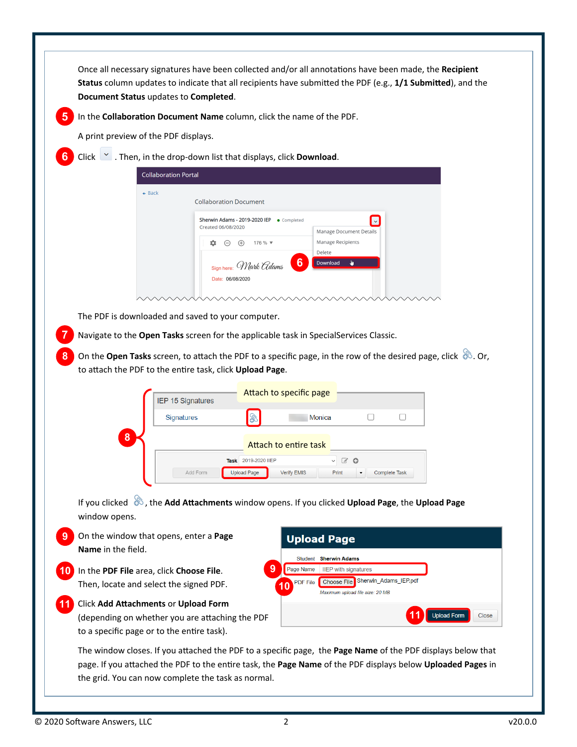Once all necessary signatures have been collected and/or all annotations have been made, the **Recipient Status** column updates to indicate that all recipients have submitted the PDF (e.g., **1/1 Submitted**), and the **Document Status** updates to **Completed**.

5. In the **Collaboration Document Name** column, click the name of the PDF.

   A print preview of the PDF displays.

6. Click . Then, in the drop-down list that displays, click **Download**.

   The PDF is downloaded and saved to your computer.

7. Navigate to the **Open Tasks** screen for the applicable task in SpecialServices Classic.

8. On the **Open Tasks** screen, to attach the PDF to a specific page, in the row of the desired page, click . Or, to attach the PDF to the entire task, click **Upload Page**.

   If you clicked , the **Add Attachments** window opens. If you clicked **Upload Page**, the **Upload Page** window opens.

9. On the window that opens, enter a **Page Name** in the field.

10. In the **PDF File** area, click **Choose File**. Then, locate and select the signed PDF.

11. Click **Add Attachments** or **Upload Form** (depending on whether you are attaching the PDF to a specific page or to the entire task).

    The window closes. If you attached the PDF to a specific page, the **Page Name** of the PDF displays below that page. If you attached the PDF to the entire task, the **Page Name** of the PDF displays below **Uploaded Pages** in the grid. You can now complete the task as normal.